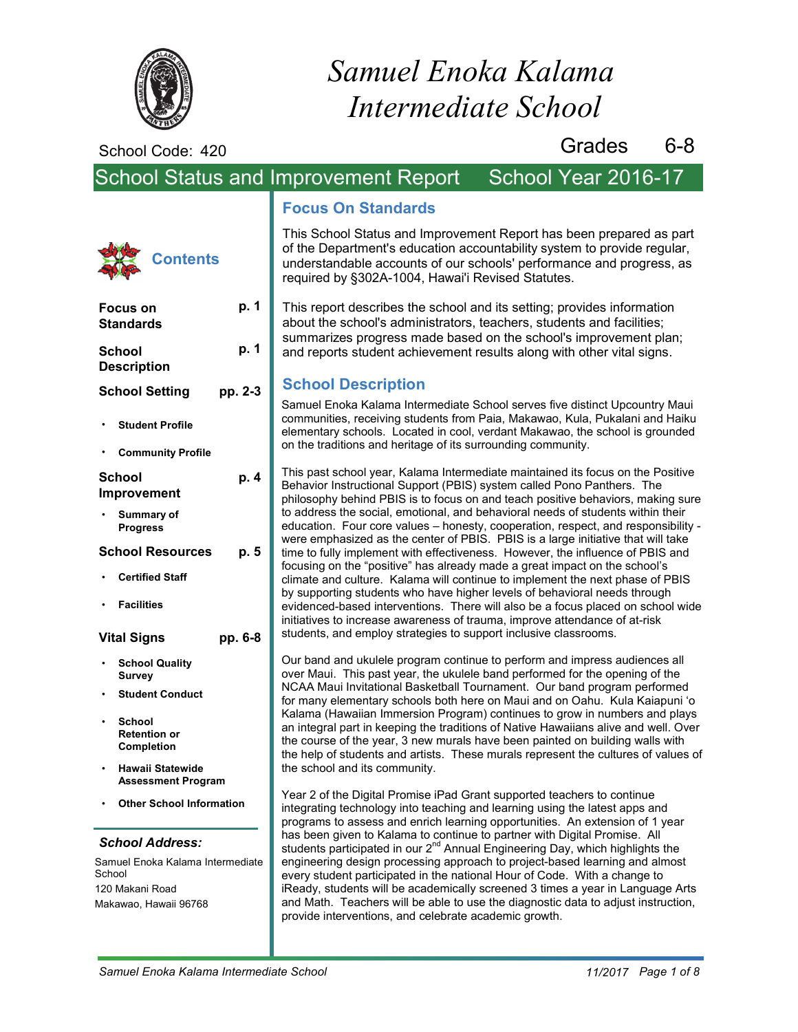# Samuel Enoka Kalama Intermediate School

School Code: 420

Grades 6-8

## School Status and Improvement Report — School Year 2016-17

### Contents

| | |
|---|---|
| **Focus on Standards** | **p. 1** |
| **School Description** | **p. 1** |
| **School Setting** | **pp. 2-3** |
| • Student Profile | |
| • Community Profile | |
| **School Improvement** | **p. 4** |
| • Summary of Progress | |
| **School Resources** | **p. 5** |
| • Certified Staff | |
| • Facilities | |
| **Vital Signs** | **pp. 6-8** |
| • School Quality Survey | |
| • Student Conduct | |
| • School Retention or Completion | |
| • Hawaii Statewide Assessment Program | |
| • Other School Information | |

***School Address:***

Samuel Enoka Kalama Intermediate School
120 Makani Road
Makawao, Hawaii 96768

## Focus On Standards

This School Status and Improvement Report has been prepared as part of the Department's education accountability system to provide regular, understandable accounts of our schools' performance and progress, as required by §302A-1004, Hawai'i Revised Statutes.

This report describes the school and its setting; provides information about the school's administrators, teachers, students and facilities; summarizes progress made based on the school's improvement plan; and reports student achievement results along with other vital signs.

## School Description

Samuel Enoka Kalama Intermediate School serves five distinct Upcountry Maui communities, receiving students from Paia, Makawao, Kula, Pukalani and Haiku elementary schools. Located in cool, verdant Makawao, the school is grounded on the traditions and heritage of its surrounding community.

This past school year, Kalama Intermediate maintained its focus on the Positive Behavior Instructional Support (PBIS) system called Pono Panthers. The philosophy behind PBIS is to focus on and teach positive behaviors, making sure to address the social, emotional, and behavioral needs of students within their education. Four core values – honesty, cooperation, respect, and responsibility - were emphasized as the center of PBIS. PBIS is a large initiative that will take time to fully implement with effectiveness. However, the influence of PBIS and focusing on the "positive" has already made a great impact on the school's climate and culture. Kalama will continue to implement the next phase of PBIS by supporting students who have higher levels of behavioral needs through evidenced-based interventions. There will also be a focus placed on school wide initiatives to increase awareness of trauma, improve attendance of at-risk students, and employ strategies to support inclusive classrooms.

Our band and ukulele program continue to perform and impress audiences all over Maui. This past year, the ukulele band performed for the opening of the NCAA Maui Invitational Basketball Tournament. Our band program performed for many elementary schools both here on Maui and on Oahu. Kula Kaiapuni ʻo Kalama (Hawaiian Immersion Program) continues to grow in numbers and plays an integral part in keeping the traditions of Native Hawaiians alive and well. Over the course of the year, 3 new murals have been painted on building walls with the help of students and artists. These murals represent the cultures of values of the school and its community.

Year 2 of the Digital Promise iPad Grant supported teachers to continue integrating technology into teaching and learning using the latest apps and programs to assess and enrich learning opportunities. An extension of 1 year has been given to Kalama to continue to partner with Digital Promise. All students participated in our 2nd Annual Engineering Day, which highlights the engineering design processing approach to project-based learning and almost every student participated in the national Hour of Code. With a change to iReady, students will be academically screened 3 times a year in Language Arts and Math. Teachers will be able to use the diagnostic data to adjust instruction, provide interventions, and celebrate academic growth.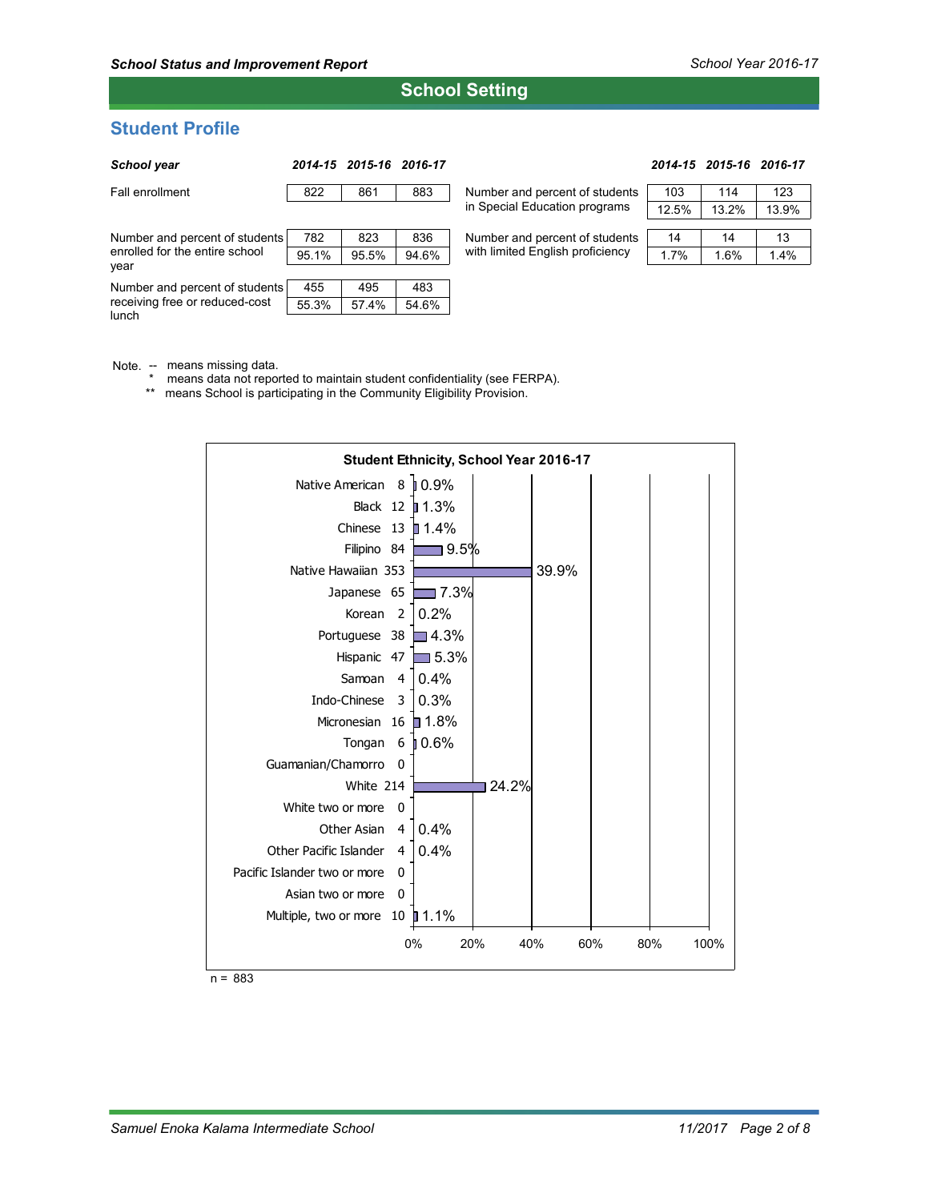## School Setting

### Student Profile

| School year | 2014-15 | 2015-16 | 2016-17 |
|---|---|---|---|
| Fall enrollment | 822 | 861 | 883 |
| Number and percent of students enrolled for the entire school year | 782 | 823 | 836 |
| | 95.1% | 95.5% | 94.6% |
| Number and percent of students receiving free or reduced-cost lunch | 455 | 495 | 483 |
| | 55.3% | 57.4% | 54.6% |

| | 2014-15 | 2015-16 | 2016-17 |
|---|---|---|---|
| Number and percent of students in Special Education programs | 103 | 114 | 123 |
| | 12.5% | 13.2% | 13.9% |
| Number and percent of students with limited English proficiency | 14 | 14 | 13 |
| | 1.7% | 1.6% | 1.4% |

Note. -- means missing data.
\* means data not reported to maintain student confidentiality (see FERPA).
\*\* means School is participating in the Community Eligibility Provision.

**Student Ethnicity, School Year 2016-17**

| Ethnicity | Number | Percent |
|---|---|---|
| Native American | 8 | 0.9% |
| Black | 12 | 1.3% |
| Chinese | 13 | 1.4% |
| Filipino | 84 | 9.5% |
| Native Hawaiian | 353 | 39.9% |
| Japanese | 65 | 7.3% |
| Korean | 2 | 0.2% |
| Portuguese | 38 | 4.3% |
| Hispanic | 47 | 5.3% |
| Samoan | 4 | 0.4% |
| Indo-Chinese | 3 | 0.3% |
| Micronesian | 16 | 1.8% |
| Tongan | 6 | 0.6% |
| Guamanian/Chamorro | 0 | |
| White | 214 | 24.2% |
| White two or more | 0 | |
| Other Asian | 4 | 0.4% |
| Other Pacific Islander | 4 | 0.4% |
| Pacific Islander two or more | 0 | |
| Asian two or more | 0 | |
| Multiple, two or more | 10 | 1.1% |

n = 883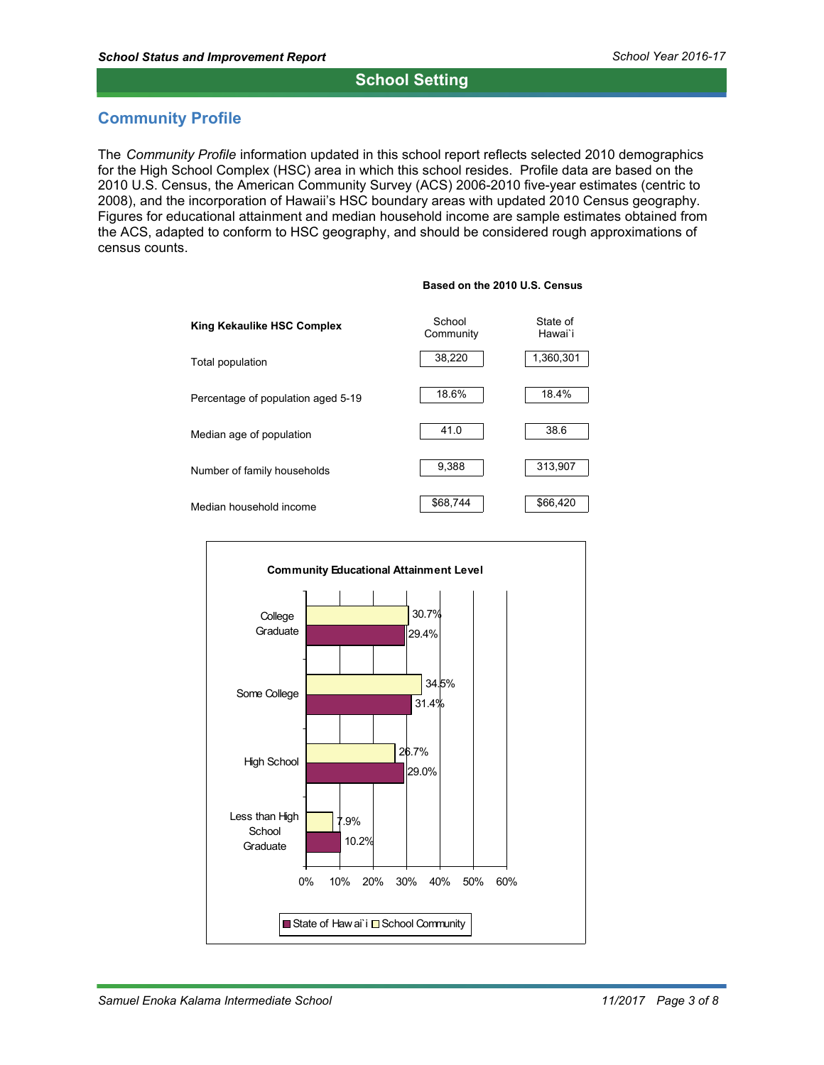## School Setting

### Community Profile

The *Community Profile* information updated in this school report reflects selected 2010 demographics for the High School Complex (HSC) area in which this school resides. Profile data are based on the 2010 U.S. Census, the American Community Survey (ACS) 2006-2010 five-year estimates (centric to 2008), and the incorporation of Hawaii's HSC boundary areas with updated 2010 Census geography. Figures for educational attainment and median household income are sample estimates obtained from the ACS, adapted to conform to HSC geography, and should be considered rough approximations of census counts.

**Based on the 2010 U.S. Census**

| **King Kekaulike HSC Complex** | School Community | State of Hawai`i |
|---|---|---|
| Total population | 38,220 | 1,360,301 |
| Percentage of population aged 5-19 | 18.6% | 18.4% |
| Median age of population | 41.0 | 38.6 |
| Number of family households | 9,388 | 313,907 |
| Median household income | $68,744 | $66,420 |

**Community Educational Attainment Level**

| | School Community | State of Hawai`i |
|---|---|---|
| College Graduate | 30.7% | 29.4% |
| Some College | 34.5% | 31.4% |
| High School | 26.7% | 29.0% |
| Less than High School Graduate | 7.9% | 10.2% |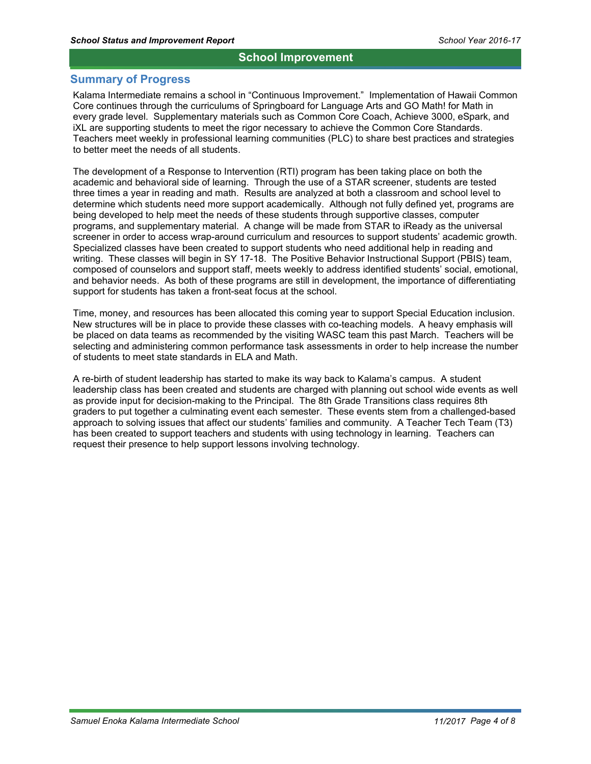## School Improvement

### Summary of Progress

Kalama Intermediate remains a school in "Continuous Improvement." Implementation of Hawaii Common Core continues through the curriculums of Springboard for Language Arts and GO Math! for Math in every grade level. Supplementary materials such as Common Core Coach, Achieve 3000, eSpark, and iXL are supporting students to meet the rigor necessary to achieve the Common Core Standards. Teachers meet weekly in professional learning communities (PLC) to share best practices and strategies to better meet the needs of all students.

The development of a Response to Intervention (RTI) program has been taking place on both the academic and behavioral side of learning. Through the use of a STAR screener, students are tested three times a year in reading and math. Results are analyzed at both a classroom and school level to determine which students need more support academically. Although not fully defined yet, programs are being developed to help meet the needs of these students through supportive classes, computer programs, and supplementary material. A change will be made from STAR to iReady as the universal screener in order to access wrap-around curriculum and resources to support students' academic growth. Specialized classes have been created to support students who need additional help in reading and writing. These classes will begin in SY 17-18. The Positive Behavior Instructional Support (PBIS) team, composed of counselors and support staff, meets weekly to address identified students' social, emotional, and behavior needs. As both of these programs are still in development, the importance of differentiating support for students has taken a front-seat focus at the school.

Time, money, and resources has been allocated this coming year to support Special Education inclusion. New structures will be in place to provide these classes with co-teaching models. A heavy emphasis will be placed on data teams as recommended by the visiting WASC team this past March. Teachers will be selecting and administering common performance task assessments in order to help increase the number of students to meet state standards in ELA and Math.

A re-birth of student leadership has started to make its way back to Kalama's campus. A student leadership class has been created and students are charged with planning out school wide events as well as provide input for decision-making to the Principal. The 8th Grade Transitions class requires 8th graders to put together a culminating event each semester. These events stem from a challenged-based approach to solving issues that affect our students' families and community. A Teacher Tech Team (T3) has been created to support teachers and students with using technology in learning. Teachers can request their presence to help support lessons involving technology.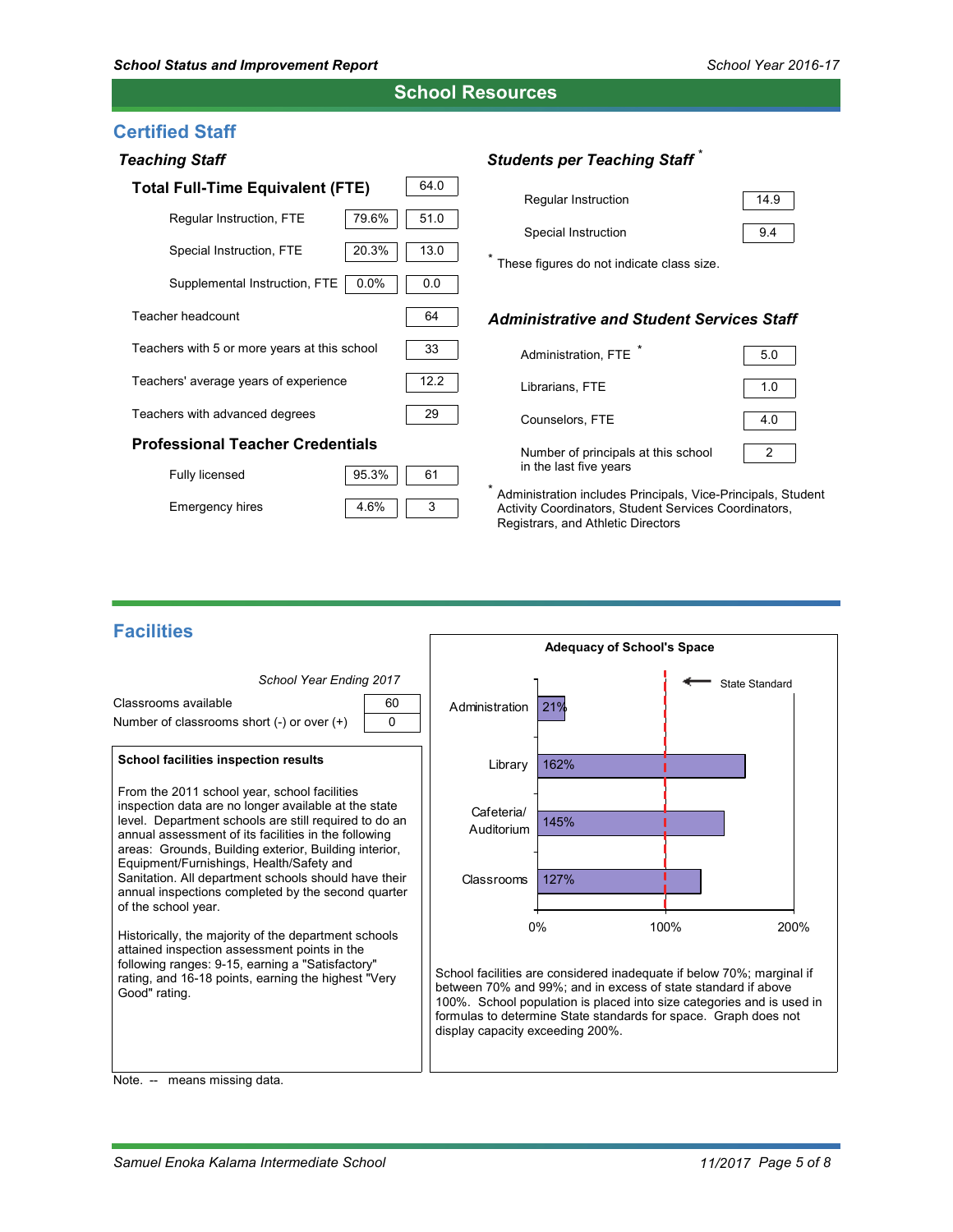# School Resources

## Certified Staff

### Teaching Staff

| Total Full-Time Equivalent (FTE) | | 64.0 |
|---|---|---|
| Regular Instruction, FTE | 79.6% | 51.0 |
| Special Instruction, FTE | 20.3% | 13.0 |
| Supplemental Instruction, FTE | 0.0% | 0.0 |
| Teacher headcount | | 64 |
| Teachers with 5 or more years at this school | | 33 |
| Teachers' average years of experience | | 12.2 |
| Teachers with advanced degrees | | 29 |

**Professional Teacher Credentials**

| Credential | Percent | Count |
|---|---|---|
| Fully licensed | 95.3% | 61 |
| Emergency hires | 4.6% | 3 |

### Students per Teaching Staff *

| | |
|---|---|
| Regular Instruction | 14.9 |
| Special Instruction | 9.4 |

* These figures do not indicate class size.

### Administrative and Student Services Staff

| | |
|---|---|
| Administration, FTE * | 5.0 |
| Librarians, FTE | 1.0 |
| Counselors, FTE | 4.0 |
| Number of principals at this school in the last five years | 2 |

* Administration includes Principals, Vice-Principals, Student Activity Coordinators, Student Services Coordinators, Registrars, and Athletic Directors

## Facilities

| | School Year Ending 2017 |
|---|---|
| Classrooms available | 60 |
| Number of classrooms short (-) or over (+) | 0 |

**School facilities inspection results**

From the 2011 school year, school facilities inspection data are no longer available at the state level. Department schools are still required to do an annual assessment of its facilities in the following areas: Grounds, Building exterior, Building interior, Equipment/Furnishings, Health/Safety and Sanitation. All department schools should have their annual inspections completed by the second quarter of the school year.

Historically, the majority of the department schools attained inspection assessment points in the following ranges: 9-15, earning a "Satisfactory" rating, and 16-18 points, earning the highest "Very Good" rating.

**Adequacy of School's Space**

| Area | Percent of State Standard |
|---|---|
| Administration | 21% |
| Library | 162% |
| Cafeteria/ Auditorium | 145% |
| Classrooms | 127% |

State Standard = 100%

School facilities are considered inadequate if below 70%; marginal if between 70% and 99%; and in excess of state standard if above 100%. School population is placed into size categories and is used in formulas to determine State standards for space. Graph does not display capacity exceeding 200%.

Note. -- means missing data.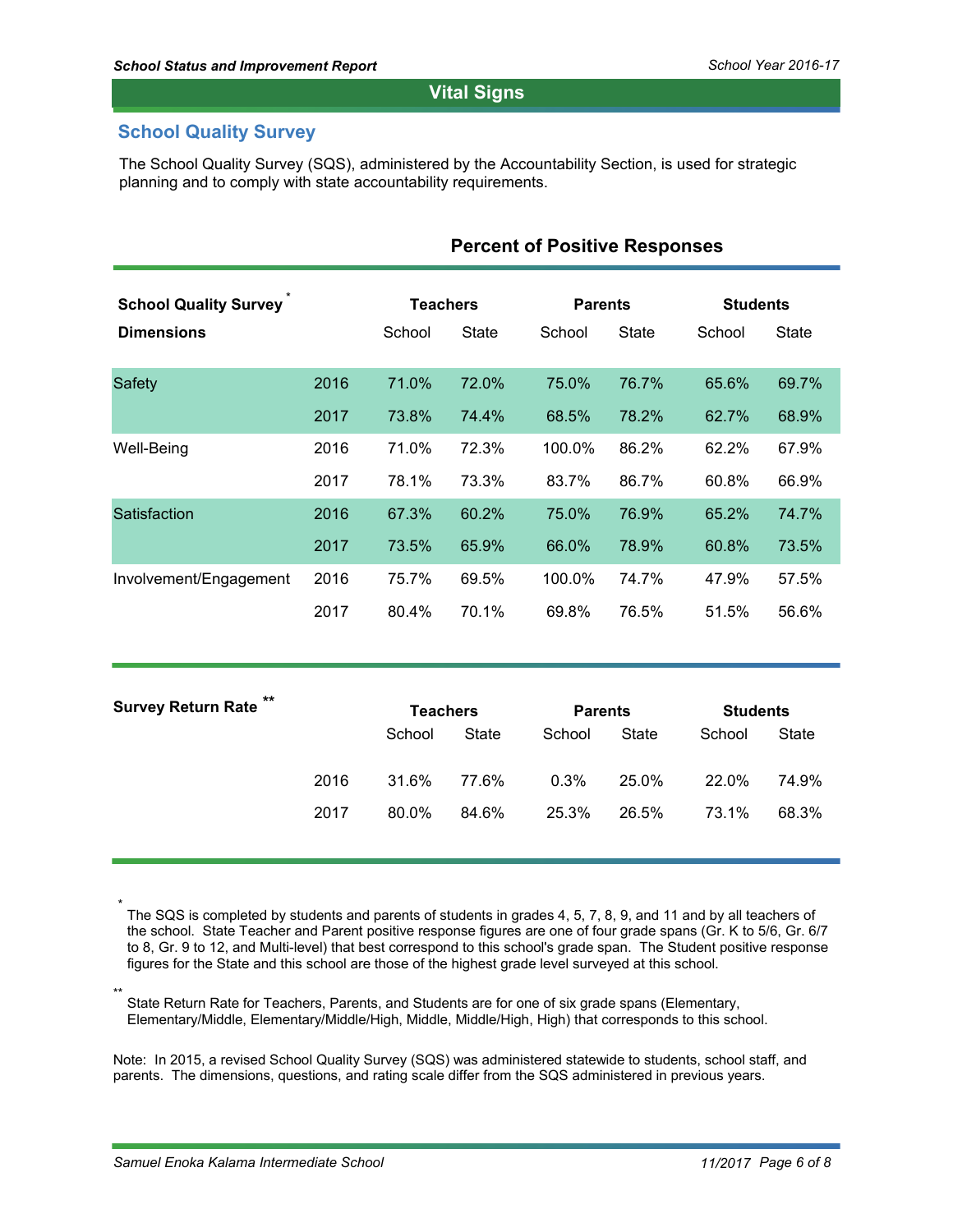## Vital Signs

### School Quality Survey

The School Quality Survey (SQS), administered by the Accountability Section, is used for strategic planning and to comply with state accountability requirements.

**Percent of Positive Responses**

| School Quality Survey * Dimensions | | Teachers | | Parents | | Students | |
|---|---|---|---|---|---|---|---|
| | | School | State | School | State | School | State |
| Safety | 2016 | 71.0% | 72.0% | 75.0% | 76.7% | 65.6% | 69.7% |
| | 2017 | 73.8% | 74.4% | 68.5% | 78.2% | 62.7% | 68.9% |
| Well-Being | 2016 | 71.0% | 72.3% | 100.0% | 86.2% | 62.2% | 67.9% |
| | 2017 | 78.1% | 73.3% | 83.7% | 86.7% | 60.8% | 66.9% |
| Satisfaction | 2016 | 67.3% | 60.2% | 75.0% | 76.9% | 65.2% | 74.7% |
| | 2017 | 73.5% | 65.9% | 66.0% | 78.9% | 60.8% | 73.5% |
| Involvement/Engagement | 2016 | 75.7% | 69.5% | 100.0% | 74.7% | 47.9% | 57.5% |
| | 2017 | 80.4% | 70.1% | 69.8% | 76.5% | 51.5% | 56.6% |

| Survey Return Rate ** | | Teachers | | Parents | | Students | |
|---|---|---|---|---|---|---|---|
| | | School | State | School | State | School | State |
| | 2016 | 31.6% | 77.6% | 0.3% | 25.0% | 22.0% | 74.9% |
| | 2017 | 80.0% | 84.6% | 25.3% | 26.5% | 73.1% | 68.3% |

* The SQS is completed by students and parents of students in grades 4, 5, 7, 8, 9, and 11 and by all teachers of the school. State Teacher and Parent positive response figures are one of four grade spans (Gr. K to 5/6, Gr. 6/7 to 8, Gr. 9 to 12, and Multi-level) that best correspond to this school's grade span. The Student positive response figures for the State and this school are those of the highest grade level surveyed at this school.

** State Return Rate for Teachers, Parents, and Students are for one of six grade spans (Elementary, Elementary/Middle, Elementary/Middle/High, Middle, Middle/High, High) that corresponds to this school.

Note: In 2015, a revised School Quality Survey (SQS) was administered statewide to students, school staff, and parents. The dimensions, questions, and rating scale differ from the SQS administered in previous years.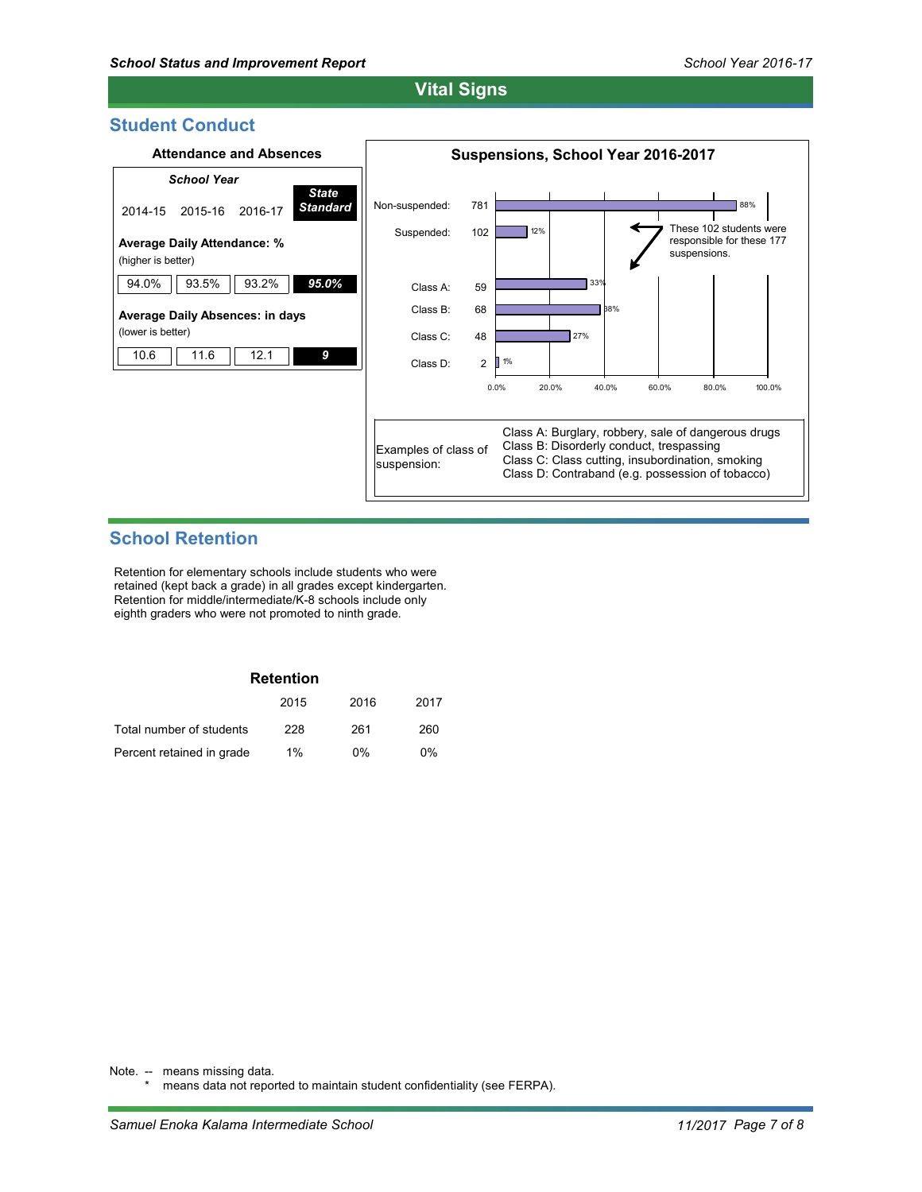# Vital Signs

## Student Conduct

### Attendance and Absences

| | 2014-15 | 2015-16 | 2016-17 | State Standard |
|---|---|---|---|---|
| **Average Daily Attendance: %** (higher is better) | 94.0% | 93.5% | 93.2% | 95.0% |
| **Average Daily Absences: in days** (lower is better) | 10.6 | 11.6 | 12.1 | 9 |

### Suspensions, School Year 2016-2017

| | Number | Percent |
|---|---|---|
| Non-suspended: | 781 | 88% |
| Suspended: | 102 | 12% |
| Class A: | 59 | 33% |
| Class B: | 68 | 38% |
| Class C: | 48 | 27% |
| Class D: | 2 | 1% |

These 102 students were responsible for these 177 suspensions.

Examples of class of suspension:

- Class A: Burglary, robbery, sale of dangerous drugs
- Class B: Disorderly conduct, trespassing
- Class C: Class cutting, insubordination, smoking
- Class D: Contraband (e.g. possession of tobacco)

## School Retention

Retention for elementary schools include students who were retained (kept back a grade) in all grades except kindergarten. Retention for middle/intermediate/K-8 schools include only eighth graders who were not promoted to ninth grade.

### Retention

| | 2015 | 2016 | 2017 |
|---|---|---|---|
| Total number of students | 228 | 261 | 260 |
| Percent retained in grade | 1% | 0% | 0% |

Note. -- means missing data.
\* means data not reported to maintain student confidentiality (see FERPA).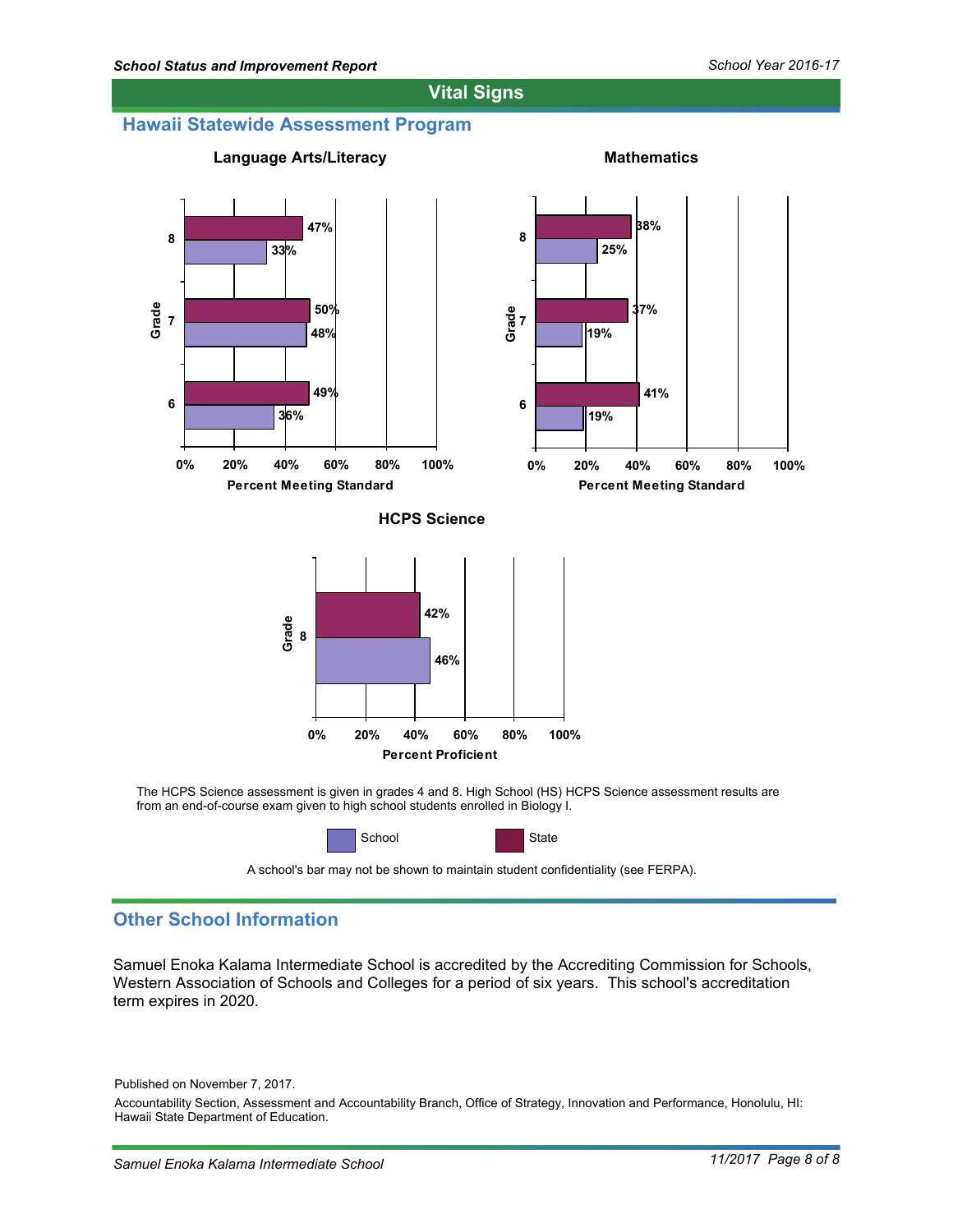## Vital Signs

### Hawaii Statewide Assessment Program

**Language Arts/Literacy**

Grade

8

47%

33%

7

50%

48%

6

49%

36%

0% 20% 40% 60% 80% 100%

Percent Meeting Standard

**Mathematics**

Grade

8

38%

25%

7

37%

19%

6

41%

19%

0% 20% 40% 60% 80% 100%

Percent Meeting Standard

**HCPS Science**

Grade

8

42%

46%

0% 20% 40% 60% 80% 100%

Percent Proficient

The HCPS Science assessment is given in grades 4 and 8. High School (HS) HCPS Science assessment results are from an end-of-course exam given to high school students enrolled in Biology I.

School State

A school's bar may not be shown to maintain student confidentiality (see FERPA).

### Other School Information

Samuel Enoka Kalama Intermediate School is accredited by the Accrediting Commission for Schools, Western Association of Schools and Colleges for a period of six years. This school's accreditation term expires in 2020.

Published on November 7, 2017.

Accountability Section, Assessment and Accountability Branch, Office of Strategy, Innovation and Performance, Honolulu, HI: Hawaii State Department of Education.